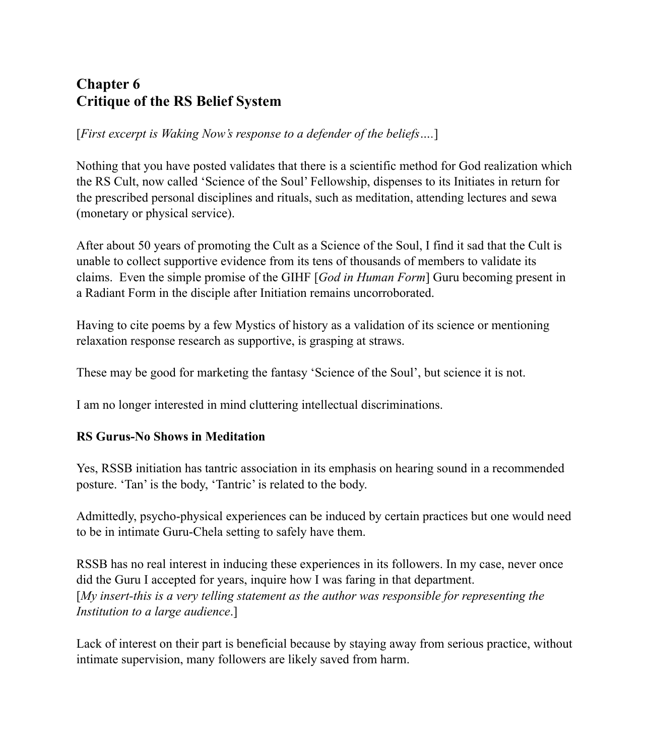# Chapter 6
# Critique of the RS Belief System

[*First excerpt is Waking Now's response to a defender of the beliefs….*]

Nothing that you have posted validates that there is a scientific method for God realization which the RS Cult, now called 'Science of the Soul' Fellowship, dispenses to its Initiates in return for the prescribed personal disciplines and rituals, such as meditation, attending lectures and sewa (monetary or physical service).

After about 50 years of promoting the Cult as a Science of the Soul, I find it sad that the Cult is unable to collect supportive evidence from its tens of thousands of members to validate its claims. Even the simple promise of the GIHF [*God in Human Form*] Guru becoming present in a Radiant Form in the disciple after Initiation remains uncorroborated.

Having to cite poems by a few Mystics of history as a validation of its science or mentioning relaxation response research as supportive, is grasping at straws.

These may be good for marketing the fantasy 'Science of the Soul', but science it is not.

I am no longer interested in mind cluttering intellectual discriminations.

**RS Gurus-No Shows in Meditation**

Yes, RSSB initiation has tantric association in its emphasis on hearing sound in a recommended posture. 'Tan' is the body, 'Tantric' is related to the body.

Admittedly, psycho-physical experiences can be induced by certain practices but one would need to be in intimate Guru-Chela setting to safely have them.

RSSB has no real interest in inducing these experiences in its followers. In my case, never once did the Guru I accepted for years, inquire how I was faring in that department.
[*My insert-this is a very telling statement as the author was responsible for representing the Institution to a large audience*.]

Lack of interest on their part is beneficial because by staying away from serious practice, without intimate supervision, many followers are likely saved from harm.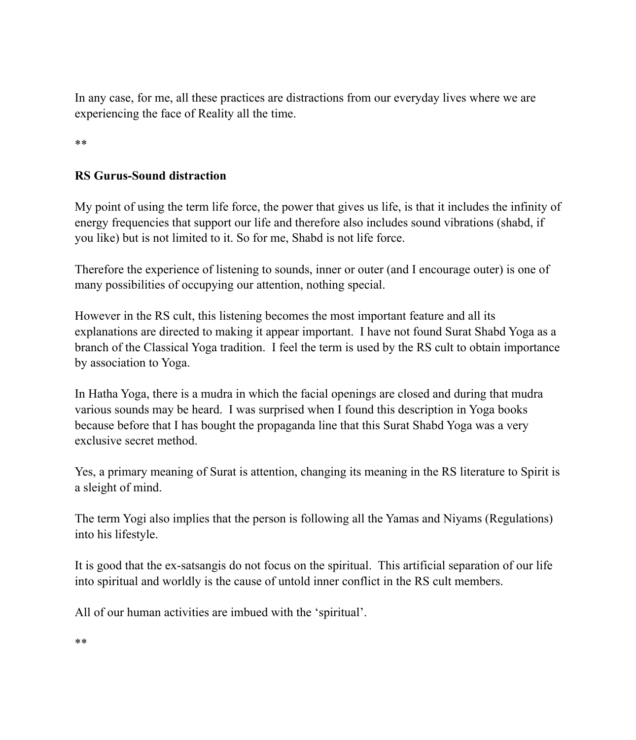In any case, for me, all these practices are distractions from our everyday lives where we are experiencing the face of Reality all the time.

**

**RS Gurus-Sound distraction**

My point of using the term life force, the power that gives us life, is that it includes the infinity of energy frequencies that support our life and therefore also includes sound vibrations (shabd, if you like) but is not limited to it. So for me, Shabd is not life force.

Therefore the experience of listening to sounds, inner or outer (and I encourage outer) is one of many possibilities of occupying our attention, nothing special.

However in the RS cult, this listening becomes the most important feature and all its explanations are directed to making it appear important. I have not found Surat Shabd Yoga as a branch of the Classical Yoga tradition. I feel the term is used by the RS cult to obtain importance by association to Yoga.

In Hatha Yoga, there is a mudra in which the facial openings are closed and during that mudra various sounds may be heard. I was surprised when I found this description in Yoga books because before that I has bought the propaganda line that this Surat Shabd Yoga was a very exclusive secret method.

Yes, a primary meaning of Surat is attention, changing its meaning in the RS literature to Spirit is a sleight of mind.

The term Yogi also implies that the person is following all the Yamas and Niyams (Regulations) into his lifestyle.

It is good that the ex-satsangis do not focus on the spiritual. This artificial separation of our life into spiritual and worldly is the cause of untold inner conflict in the RS cult members.

All of our human activities are imbued with the 'spiritual'.

**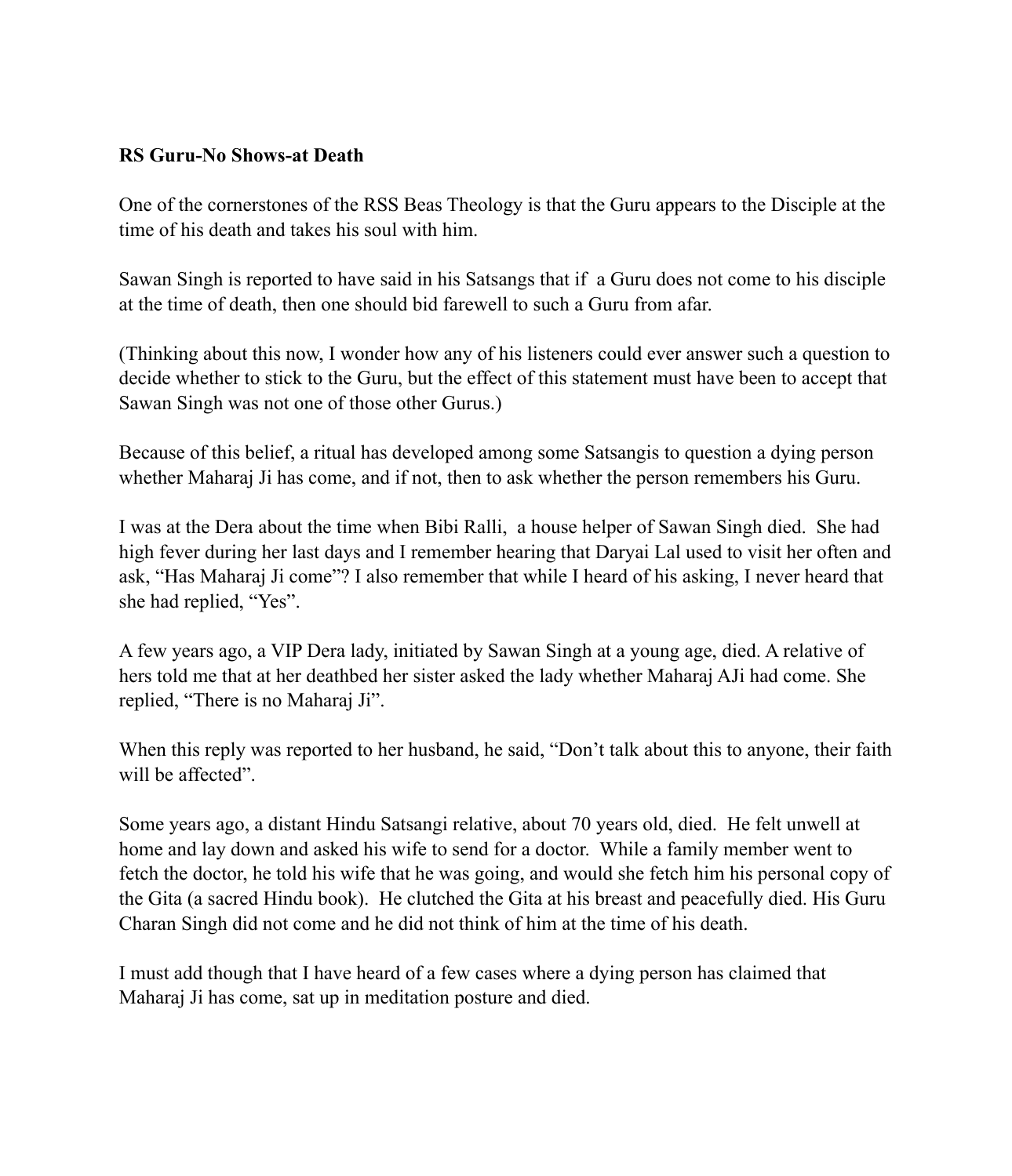**RS Guru-No Shows-at Death**

One of the cornerstones of the RSS Beas Theology is that the Guru appears to the Disciple at the time of his death and takes his soul with him.

Sawan Singh is reported to have said in his Satsangs that if a Guru does not come to his disciple at the time of death, then one should bid farewell to such a Guru from afar.

(Thinking about this now, I wonder how any of his listeners could ever answer such a question to decide whether to stick to the Guru, but the effect of this statement must have been to accept that Sawan Singh was not one of those other Gurus.)

Because of this belief, a ritual has developed among some Satsangis to question a dying person whether Maharaj Ji has come, and if not, then to ask whether the person remembers his Guru.

I was at the Dera about the time when Bibi Ralli, a house helper of Sawan Singh died. She had high fever during her last days and I remember hearing that Daryai Lal used to visit her often and ask, "Has Maharaj Ji come"? I also remember that while I heard of his asking, I never heard that she had replied, "Yes".

A few years ago, a VIP Dera lady, initiated by Sawan Singh at a young age, died. A relative of hers told me that at her deathbed her sister asked the lady whether Maharaj AJi had come. She replied, "There is no Maharaj Ji".

When this reply was reported to her husband, he said, "Don't talk about this to anyone, their faith will be affected".

Some years ago, a distant Hindu Satsangi relative, about 70 years old, died. He felt unwell at home and lay down and asked his wife to send for a doctor. While a family member went to fetch the doctor, he told his wife that he was going, and would she fetch him his personal copy of the Gita (a sacred Hindu book). He clutched the Gita at his breast and peacefully died. His Guru Charan Singh did not come and he did not think of him at the time of his death.

I must add though that I have heard of a few cases where a dying person has claimed that Maharaj Ji has come, sat up in meditation posture and died.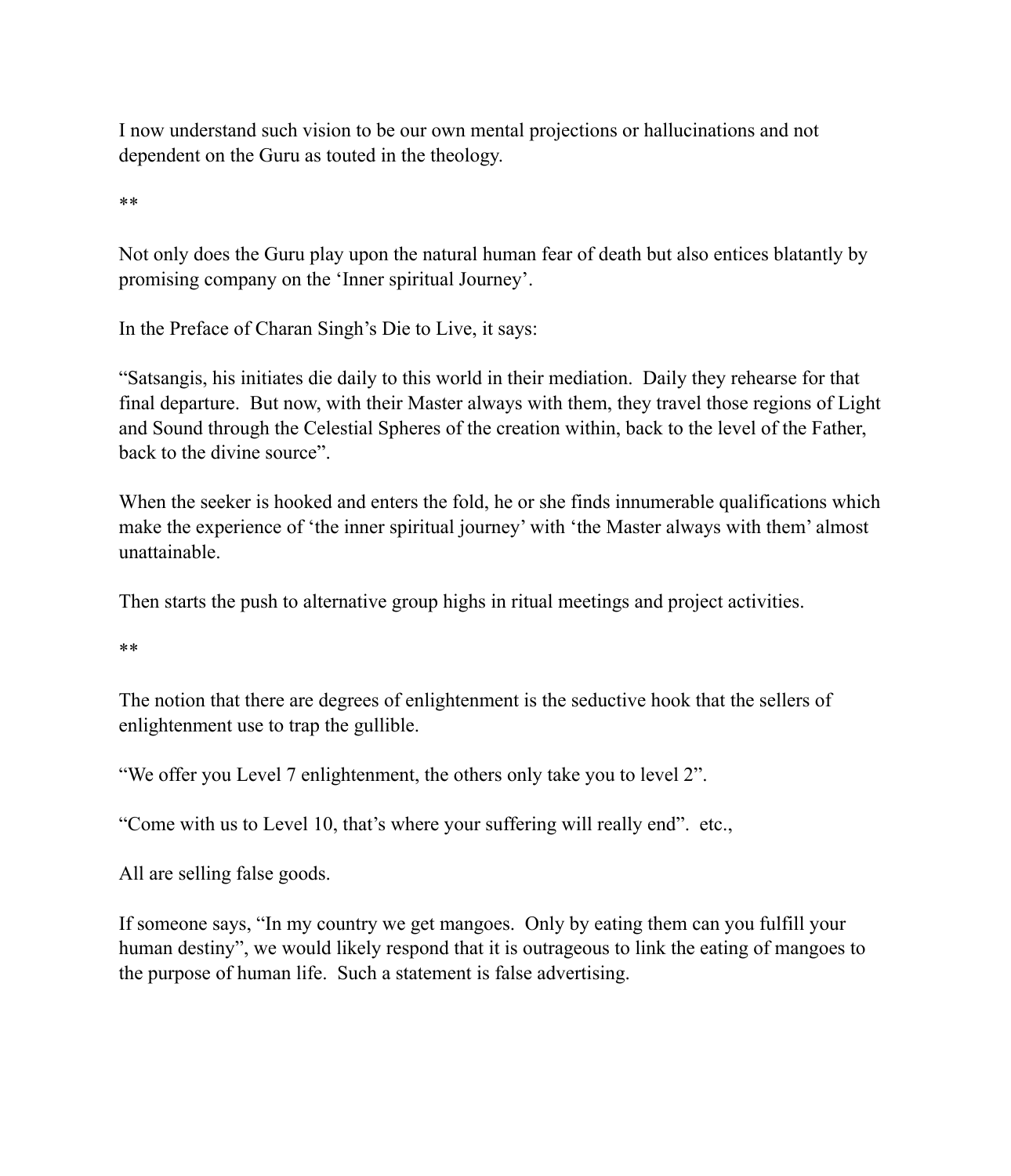I now understand such vision to be our own mental projections or hallucinations and not dependent on the Guru as touted in the theology.

**

Not only does the Guru play upon the natural human fear of death but also entices blatantly by promising company on the 'Inner spiritual Journey'.

In the Preface of Charan Singh's Die to Live, it says:

"Satsangis, his initiates die daily to this world in their mediation. Daily they rehearse for that final departure. But now, with their Master always with them, they travel those regions of Light and Sound through the Celestial Spheres of the creation within, back to the level of the Father, back to the divine source".

When the seeker is hooked and enters the fold, he or she finds innumerable qualifications which make the experience of 'the inner spiritual journey' with 'the Master always with them' almost unattainable.

Then starts the push to alternative group highs in ritual meetings and project activities.

**

The notion that there are degrees of enlightenment is the seductive hook that the sellers of enlightenment use to trap the gullible.

"We offer you Level 7 enlightenment, the others only take you to level 2".

"Come with us to Level 10, that's where your suffering will really end". etc.,

All are selling false goods.

If someone says, "In my country we get mangoes. Only by eating them can you fulfill your human destiny", we would likely respond that it is outrageous to link the eating of mangoes to the purpose of human life. Such a statement is false advertising.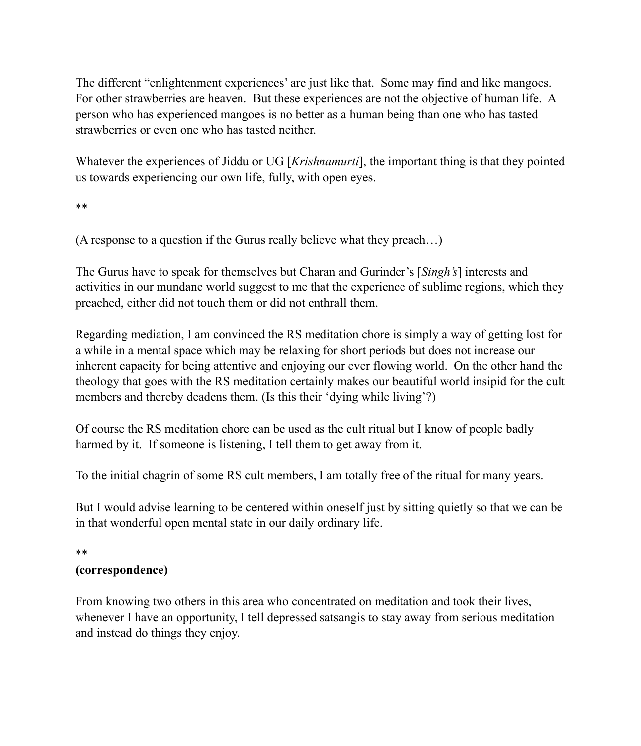The different "enlightenment experiences' are just like that. Some may find and like mangoes. For other strawberries are heaven. But these experiences are not the objective of human life. A person who has experienced mangoes is no better as a human being than one who has tasted strawberries or even one who has tasted neither.

Whatever the experiences of Jiddu or UG [*Krishnamurti*], the important thing is that they pointed us towards experiencing our own life, fully, with open eyes.

**

(A response to a question if the Gurus really believe what they preach…)

The Gurus have to speak for themselves but Charan and Gurinder's [*Singh's*] interests and activities in our mundane world suggest to me that the experience of sublime regions, which they preached, either did not touch them or did not enthrall them.

Regarding mediation, I am convinced the RS meditation chore is simply a way of getting lost for a while in a mental space which may be relaxing for short periods but does not increase our inherent capacity for being attentive and enjoying our ever flowing world. On the other hand the theology that goes with the RS meditation certainly makes our beautiful world insipid for the cult members and thereby deadens them. (Is this their 'dying while living'?)

Of course the RS meditation chore can be used as the cult ritual but I know of people badly harmed by it. If someone is listening, I tell them to get away from it.

To the initial chagrin of some RS cult members, I am totally free of the ritual for many years.

But I would advise learning to be centered within oneself just by sitting quietly so that we can be in that wonderful open mental state in our daily ordinary life.

**

**(correspondence)**

From knowing two others in this area who concentrated on meditation and took their lives, whenever I have an opportunity, I tell depressed satsangis to stay away from serious meditation and instead do things they enjoy.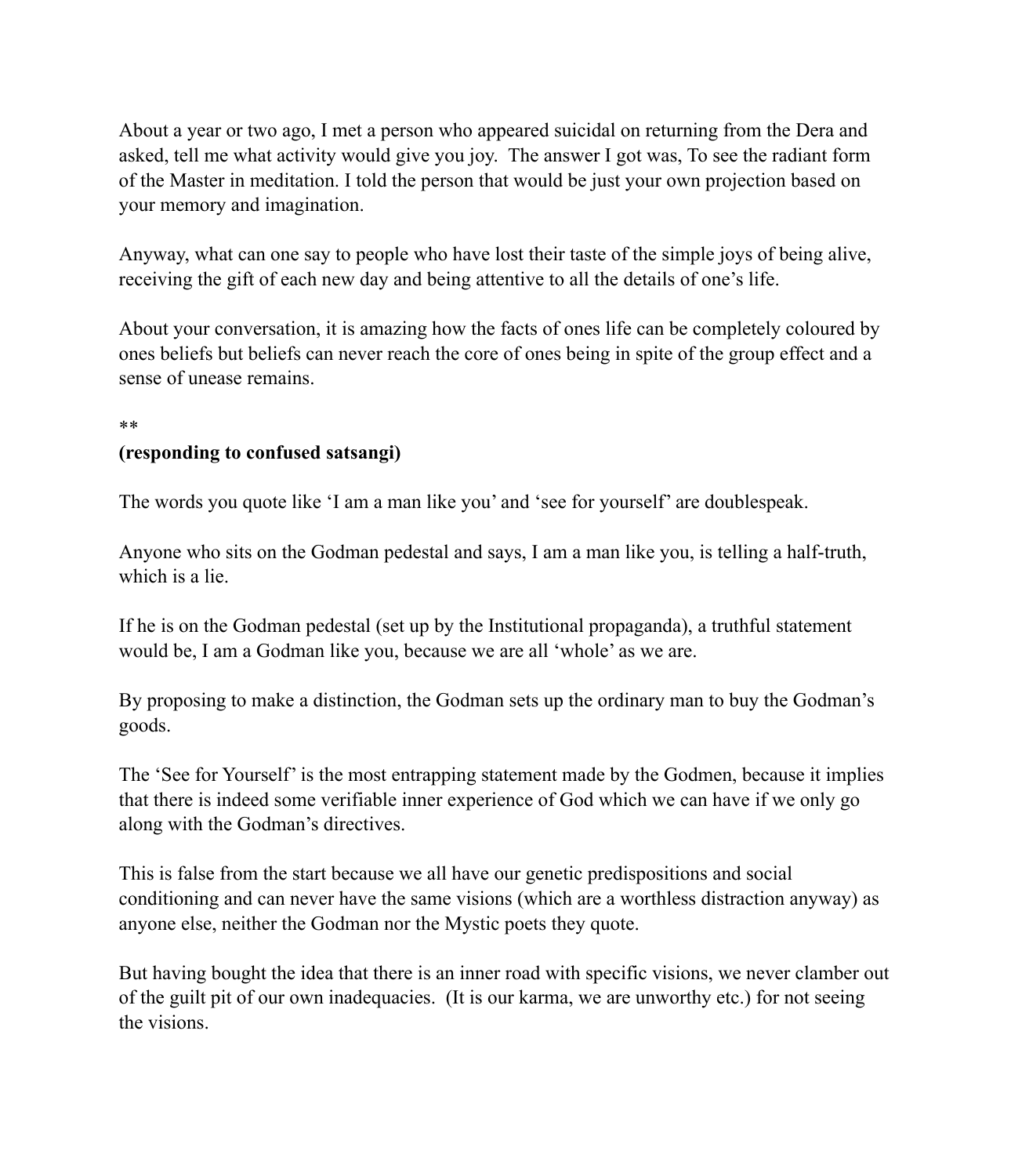About a year or two ago, I met a person who appeared suicidal on returning from the Dera and asked, tell me what activity would give you joy. The answer I got was, To see the radiant form of the Master in meditation. I told the person that would be just your own projection based on your memory and imagination.

Anyway, what can one say to people who have lost their taste of the simple joys of being alive, receiving the gift of each new day and being attentive to all the details of one's life.

About your conversation, it is amazing how the facts of ones life can be completely coloured by ones beliefs but beliefs can never reach the core of ones being in spite of the group effect and a sense of unease remains.

**

**(responding to confused satsangi)**

The words you quote like 'I am a man like you' and 'see for yourself' are doublespeak.

Anyone who sits on the Godman pedestal and says, I am a man like you, is telling a half-truth, which is a lie.

If he is on the Godman pedestal (set up by the Institutional propaganda), a truthful statement would be, I am a Godman like you, because we are all 'whole' as we are.

By proposing to make a distinction, the Godman sets up the ordinary man to buy the Godman's goods.

The 'See for Yourself' is the most entrapping statement made by the Godmen, because it implies that there is indeed some verifiable inner experience of God which we can have if we only go along with the Godman's directives.

This is false from the start because we all have our genetic predispositions and social conditioning and can never have the same visions (which are a worthless distraction anyway) as anyone else, neither the Godman nor the Mystic poets they quote.

But having bought the idea that there is an inner road with specific visions, we never clamber out of the guilt pit of our own inadequacies. (It is our karma, we are unworthy etc.) for not seeing the visions.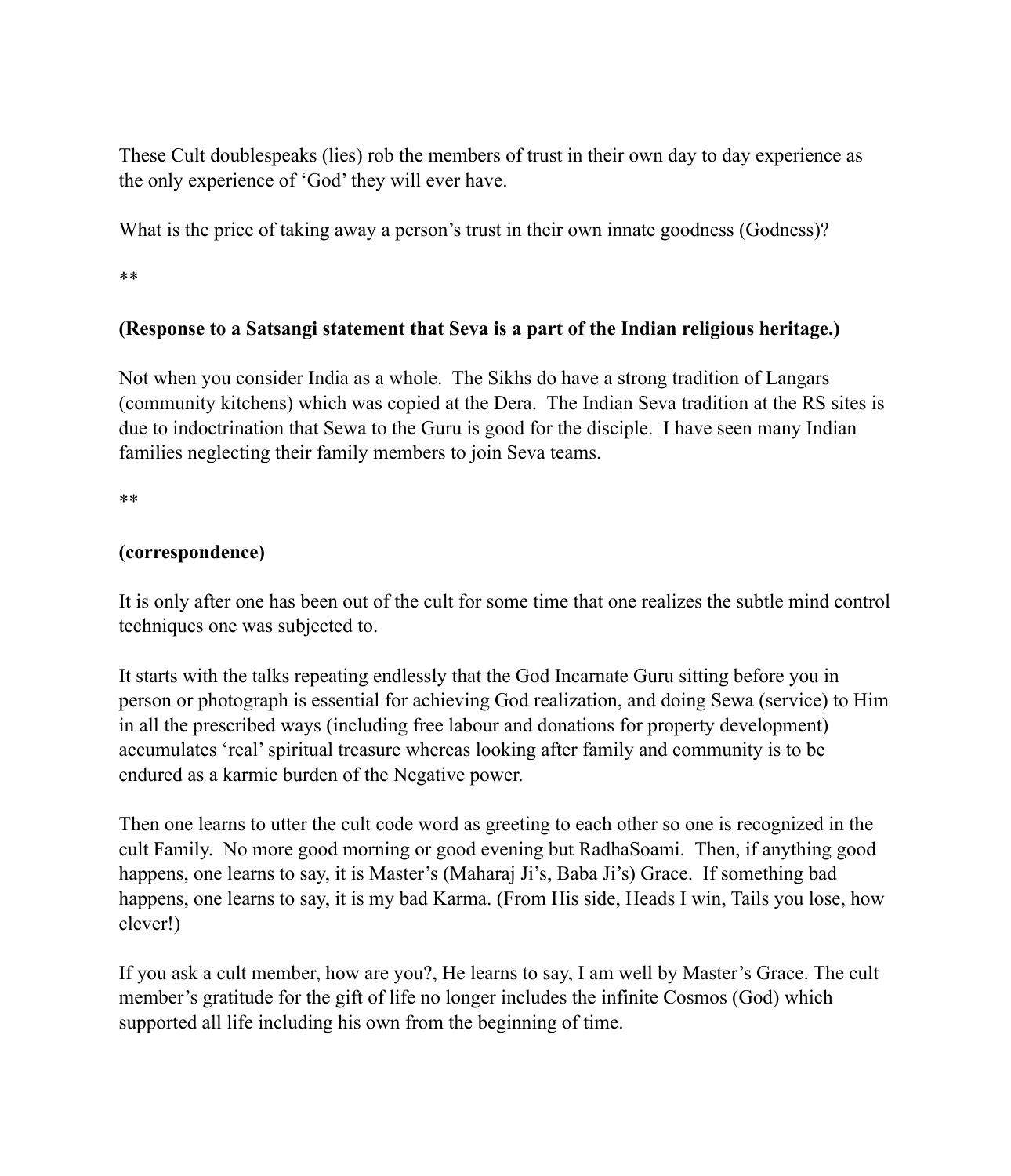These Cult doublespeaks (lies) rob the members of trust in their own day to day experience as the only experience of 'God' they will ever have.

What is the price of taking away a person's trust in their own innate goodness (Godness)?

**

**(Response to a Satsangi statement that Seva is a part of the Indian religious heritage.)**

Not when you consider India as a whole. The Sikhs do have a strong tradition of Langars (community kitchens) which was copied at the Dera. The Indian Seva tradition at the RS sites is due to indoctrination that Sewa to the Guru is good for the disciple. I have seen many Indian families neglecting their family members to join Seva teams.

**

**(correspondence)**

It is only after one has been out of the cult for some time that one realizes the subtle mind control techniques one was subjected to.

It starts with the talks repeating endlessly that the God Incarnate Guru sitting before you in person or photograph is essential for achieving God realization, and doing Sewa (service) to Him in all the prescribed ways (including free labour and donations for property development) accumulates 'real' spiritual treasure whereas looking after family and community is to be endured as a karmic burden of the Negative power.

Then one learns to utter the cult code word as greeting to each other so one is recognized in the cult Family. No more good morning or good evening but RadhaSoami. Then, if anything good happens, one learns to say, it is Master's (Maharaj Ji's, Baba Ji's) Grace. If something bad happens, one learns to say, it is my bad Karma. (From His side, Heads I win, Tails you lose, how clever!)

If you ask a cult member, how are you?, He learns to say, I am well by Master's Grace. The cult member's gratitude for the gift of life no longer includes the infinite Cosmos (God) which supported all life including his own from the beginning of time.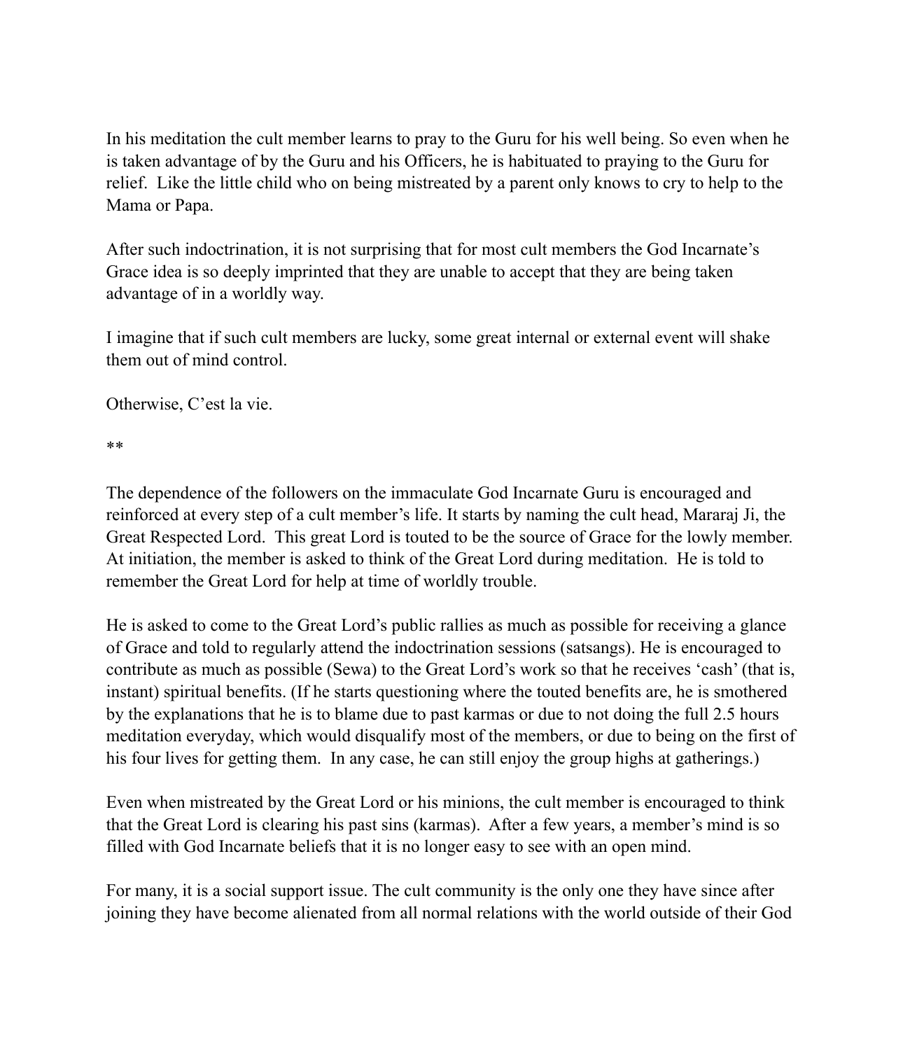In his meditation the cult member learns to pray to the Guru for his well being. So even when he is taken advantage of by the Guru and his Officers, he is habituated to praying to the Guru for relief. Like the little child who on being mistreated by a parent only knows to cry to help to the Mama or Papa.

After such indoctrination, it is not surprising that for most cult members the God Incarnate's Grace idea is so deeply imprinted that they are unable to accept that they are being taken advantage of in a worldly way.

I imagine that if such cult members are lucky, some great internal or external event will shake them out of mind control.

Otherwise, C'est la vie.

**

The dependence of the followers on the immaculate God Incarnate Guru is encouraged and reinforced at every step of a cult member's life. It starts by naming the cult head, Mararaj Ji, the Great Respected Lord. This great Lord is touted to be the source of Grace for the lowly member. At initiation, the member is asked to think of the Great Lord during meditation. He is told to remember the Great Lord for help at time of worldly trouble.

He is asked to come to the Great Lord's public rallies as much as possible for receiving a glance of Grace and told to regularly attend the indoctrination sessions (satsangs). He is encouraged to contribute as much as possible (Sewa) to the Great Lord's work so that he receives 'cash' (that is, instant) spiritual benefits. (If he starts questioning where the touted benefits are, he is smothered by the explanations that he is to blame due to past karmas or due to not doing the full 2.5 hours meditation everyday, which would disqualify most of the members, or due to being on the first of his four lives for getting them. In any case, he can still enjoy the group highs at gatherings.)

Even when mistreated by the Great Lord or his minions, the cult member is encouraged to think that the Great Lord is clearing his past sins (karmas). After a few years, a member's mind is so filled with God Incarnate beliefs that it is no longer easy to see with an open mind.

For many, it is a social support issue. The cult community is the only one they have since after joining they have become alienated from all normal relations with the world outside of their God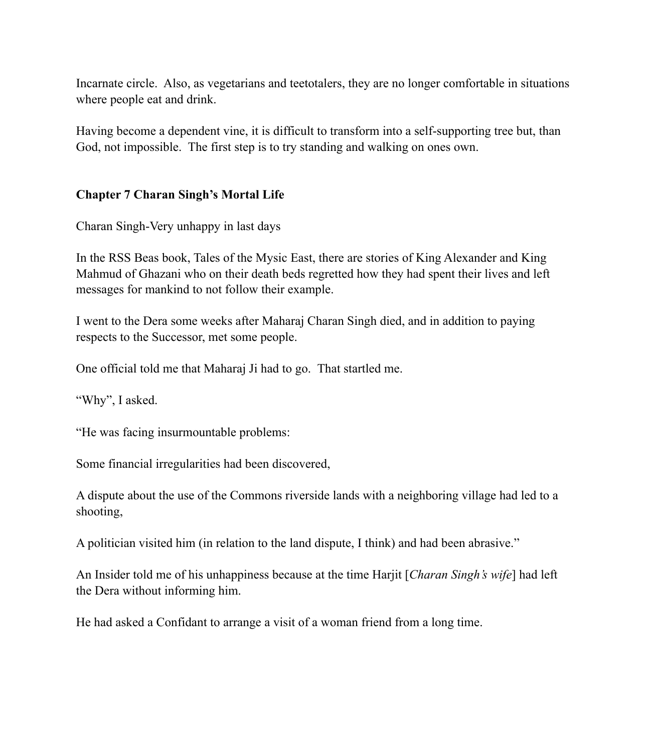Incarnate circle.  Also, as vegetarians and teetotalers, they are no longer comfortable in situations where people eat and drink.

Having become a dependent vine, it is difficult to transform into a self-supporting tree but, than God, not impossible.  The first step is to try standing and walking on ones own.

**Chapter 7 Charan Singh's Mortal Life**

Charan Singh-Very unhappy in last days

In the RSS Beas book, Tales of the Mysic East, there are stories of King Alexander and King Mahmud of Ghazani who on their death beds regretted how they had spent their lives and left messages for mankind to not follow their example.

I went to the Dera some weeks after Maharaj Charan Singh died, and in addition to paying respects to the Successor, met some people.

One official told me that Maharaj Ji had to go.  That startled me.

"Why", I asked.

"He was facing insurmountable problems:

Some financial irregularities had been discovered,

A dispute about the use of the Commons riverside lands with a neighboring village had led to a shooting,

A politician visited him (in relation to the land dispute, I think) and had been abrasive."

An Insider told me of his unhappiness because at the time Harjit [*Charan Singh's wife*] had left the Dera without informing him.

He had asked a Confidant to arrange a visit of a woman friend from a long time.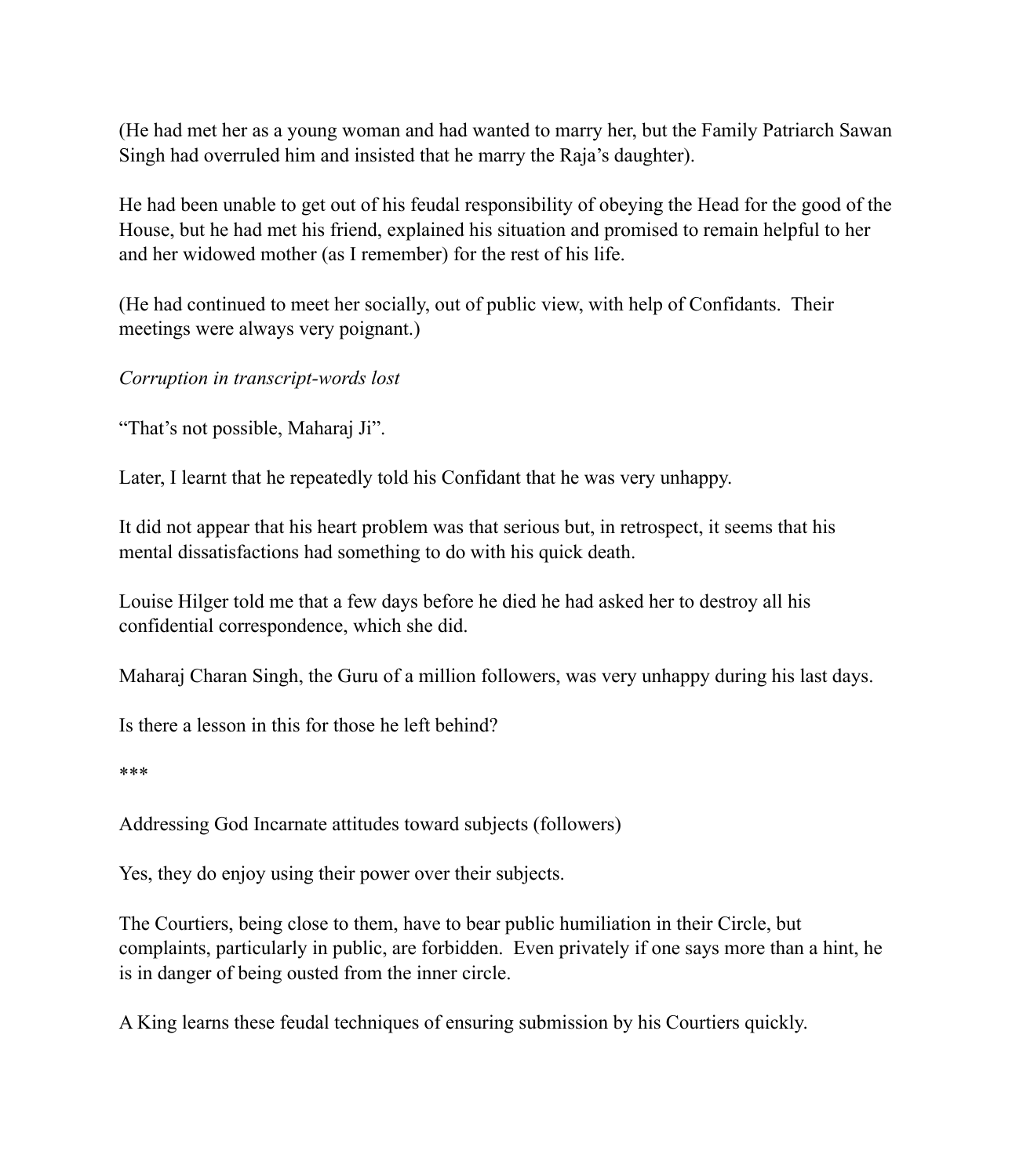(He had met her as a young woman and had wanted to marry her, but the Family Patriarch Sawan Singh had overruled him and insisted that he marry the Raja's daughter).

He had been unable to get out of his feudal responsibility of obeying the Head for the good of the House, but he had met his friend, explained his situation and promised to remain helpful to her and her widowed mother (as I remember) for the rest of his life.

(He had continued to meet her socially, out of public view, with help of Confidants. Their meetings were always very poignant.)

*Corruption in transcript-words lost*

"That's not possible, Maharaj Ji".

Later, I learnt that he repeatedly told his Confidant that he was very unhappy.

It did not appear that his heart problem was that serious but, in retrospect, it seems that his mental dissatisfactions had something to do with his quick death.

Louise Hilger told me that a few days before he died he had asked her to destroy all his confidential correspondence, which she did.

Maharaj Charan Singh, the Guru of a million followers, was very unhappy during his last days.

Is there a lesson in this for those he left behind?

***

Addressing God Incarnate attitudes toward subjects (followers)

Yes, they do enjoy using their power over their subjects.

The Courtiers, being close to them, have to bear public humiliation in their Circle, but complaints, particularly in public, are forbidden. Even privately if one says more than a hint, he is in danger of being ousted from the inner circle.

A King learns these feudal techniques of ensuring submission by his Courtiers quickly.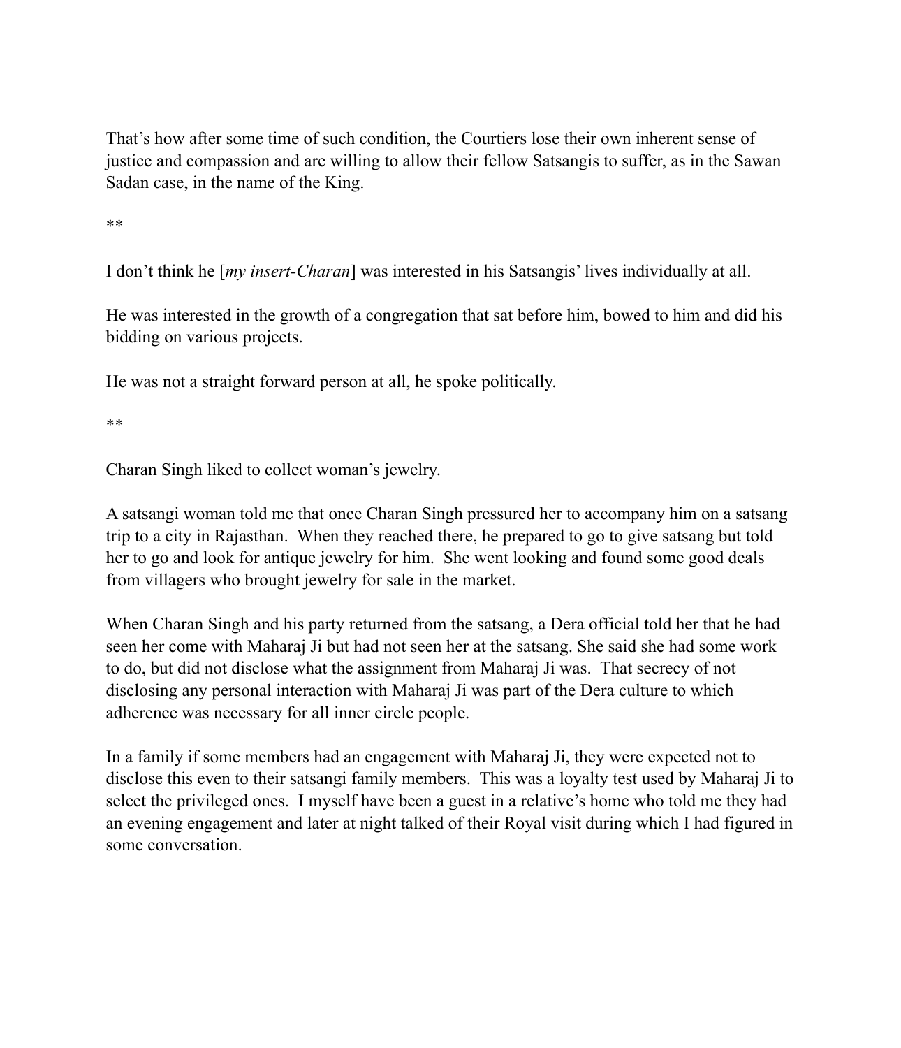That's how after some time of such condition, the Courtiers lose their own inherent sense of justice and compassion and are willing to allow their fellow Satsangis to suffer, as in the Sawan Sadan case, in the name of the King.

**

I don't think he [*my insert-Charan*] was interested in his Satsangis' lives individually at all.

He was interested in the growth of a congregation that sat before him, bowed to him and did his bidding on various projects.

He was not a straight forward person at all, he spoke politically.

**

Charan Singh liked to collect woman's jewelry.

A satsangi woman told me that once Charan Singh pressured her to accompany him on a satsang trip to a city in Rajasthan. When they reached there, he prepared to go to give satsang but told her to go and look for antique jewelry for him. She went looking and found some good deals from villagers who brought jewelry for sale in the market.

When Charan Singh and his party returned from the satsang, a Dera official told her that he had seen her come with Maharaj Ji but had not seen her at the satsang. She said she had some work to do, but did not disclose what the assignment from Maharaj Ji was. That secrecy of not disclosing any personal interaction with Maharaj Ji was part of the Dera culture to which adherence was necessary for all inner circle people.

In a family if some members had an engagement with Maharaj Ji, they were expected not to disclose this even to their satsangi family members. This was a loyalty test used by Maharaj Ji to select the privileged ones. I myself have been a guest in a relative's home who told me they had an evening engagement and later at night talked of their Royal visit during which I had figured in some conversation.